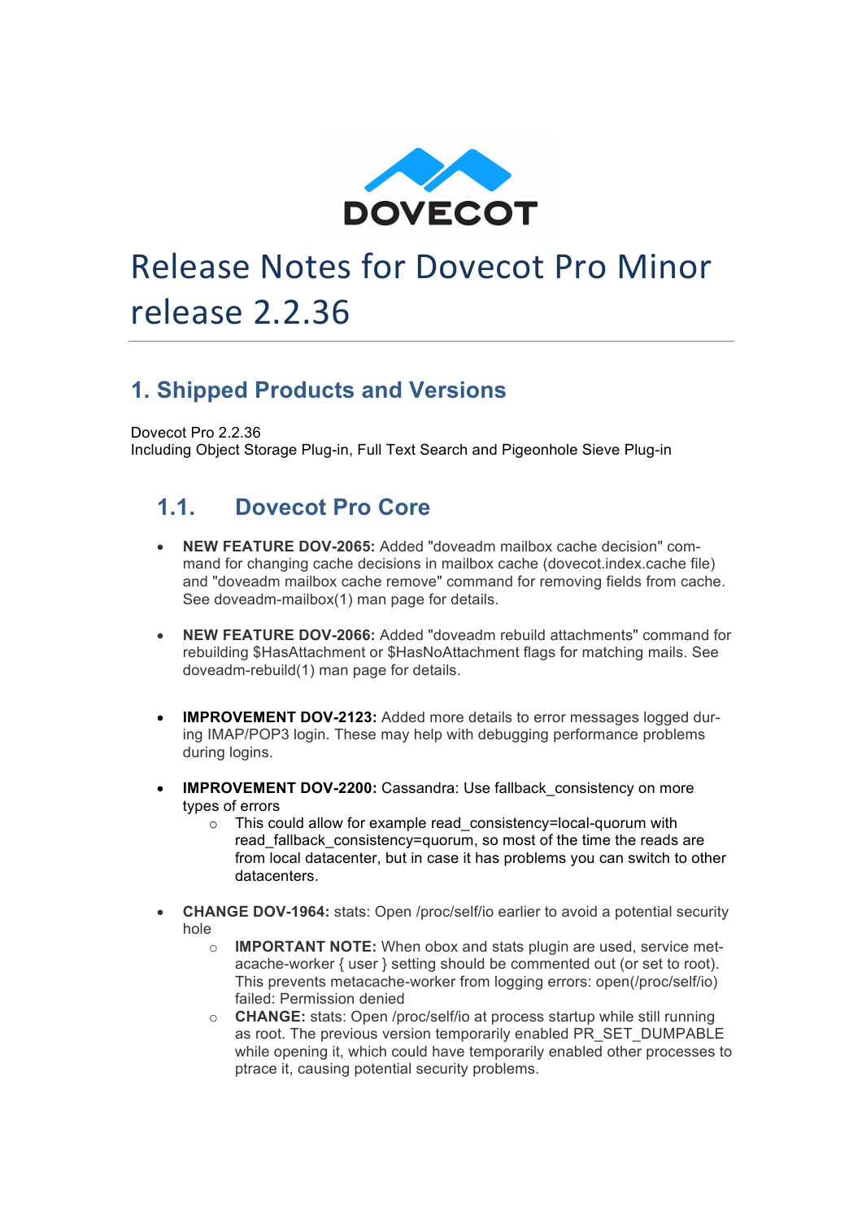DOVECOT

# Release Notes for Dovecot Pro Minor release 2.2.36

## 1. Shipped Products and Versions

Dovecot Pro 2.2.36
Including Object Storage Plug-in, Full Text Search and Pigeonhole Sieve Plug-in

### 1.1. Dovecot Pro Core

- **NEW FEATURE DOV-2065:** Added "doveadm mailbox cache decision" command for changing cache decisions in mailbox cache (dovecot.index.cache file) and "doveadm mailbox cache remove" command for removing fields from cache. See doveadm-mailbox(1) man page for details.

- **NEW FEATURE DOV-2066:** Added "doveadm rebuild attachments" command for rebuilding $HasAttachment or $HasNoAttachment flags for matching mails. See doveadm-rebuild(1) man page for details.

- **IMPROVEMENT DOV-2123:** Added more details to error messages logged during IMAP/POP3 login. These may help with debugging performance problems during logins.

- **IMPROVEMENT DOV-2200:** Cassandra: Use fallback_consistency on more types of errors
  - This could allow for example read_consistency=local-quorum with read_fallback_consistency=quorum, so most of the time the reads are from local datacenter, but in case it has problems you can switch to other datacenters.

- **CHANGE DOV-1964:** stats: Open /proc/self/io earlier to avoid a potential security hole
  - **IMPORTANT NOTE:** When obox and stats plugin are used, service metacache-worker { user } setting should be commented out (or set to root). This prevents metacache-worker from logging errors: open(/proc/self/io) failed: Permission denied
  - **CHANGE:** stats: Open /proc/self/io at process startup while still running as root. The previous version temporarily enabled PR_SET_DUMPABLE while opening it, which could have temporarily enabled other processes to ptrace it, causing potential security problems.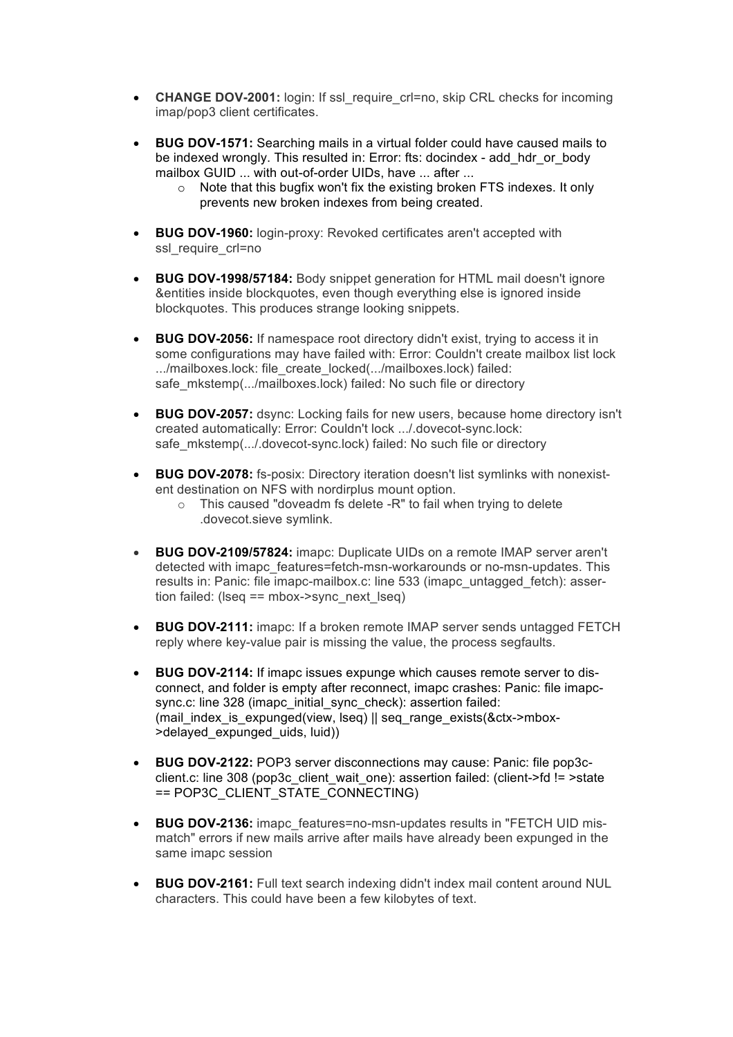- **CHANGE DOV-2001:** login: If ssl_require_crl=no, skip CRL checks for incoming imap/pop3 client certificates.

- **BUG DOV-1571:** Searching mails in a virtual folder could have caused mails to be indexed wrongly. This resulted in: Error: fts: docindex - add_hdr_or_body mailbox GUID ... with out-of-order UIDs, have ... after ...
  - Note that this bugfix won't fix the existing broken FTS indexes. It only prevents new broken indexes from being created.

- **BUG DOV-1960:** login-proxy: Revoked certificates aren't accepted with ssl_require_crl=no

- **BUG DOV-1998/57184:** Body snippet generation for HTML mail doesn't ignore &entities inside blockquotes, even though everything else is ignored inside blockquotes. This produces strange looking snippets.

- **BUG DOV-2056:** If namespace root directory didn't exist, trying to access it in some configurations may have failed with: Error: Couldn't create mailbox list lock .../mailboxes.lock: file_create_locked(.../mailboxes.lock) failed: safe_mkstemp(.../mailboxes.lock) failed: No such file or directory

- **BUG DOV-2057:** dsync: Locking fails for new users, because home directory isn't created automatically: Error: Couldn't lock .../.dovecot-sync.lock: safe_mkstemp(.../.dovecot-sync.lock) failed: No such file or directory

- **BUG DOV-2078:** fs-posix: Directory iteration doesn't list symlinks with nonexistent destination on NFS with nordirplus mount option.
  - This caused "doveadm fs delete -R" to fail when trying to delete .dovecot.sieve symlink.

- **BUG DOV-2109/57824:** imapc: Duplicate UIDs on a remote IMAP server aren't detected with imapc_features=fetch-msn-workarounds or no-msn-updates. This results in: Panic: file imapc-mailbox.c: line 533 (imapc_untagged_fetch): assertion failed: (lseq == mbox->sync_next_lseq)

- **BUG DOV-2111:** imapc: If a broken remote IMAP server sends untagged FETCH reply where key-value pair is missing the value, the process segfaults.

- **BUG DOV-2114:** If imapc issues expunge which causes remote server to disconnect, and folder is empty after reconnect, imapc crashes: Panic: file imapc-sync.c: line 328 (imapc_initial_sync_check): assertion failed: (mail_index_is_expunged(view, lseq) || seq_range_exists(&ctx->mbox->delayed_expunged_uids, luid))

- **BUG DOV-2122:** POP3 server disconnections may cause: Panic: file pop3c-client.c: line 308 (pop3c_client_wait_one): assertion failed: (client->fd != >state == POP3C_CLIENT_STATE_CONNECTING)

- **BUG DOV-2136:** imapc_features=no-msn-updates results in "FETCH UID mismatch" errors if new mails arrive after mails have already been expunged in the same imapc session

- **BUG DOV-2161:** Full text search indexing didn't index mail content around NUL characters. This could have been a few kilobytes of text.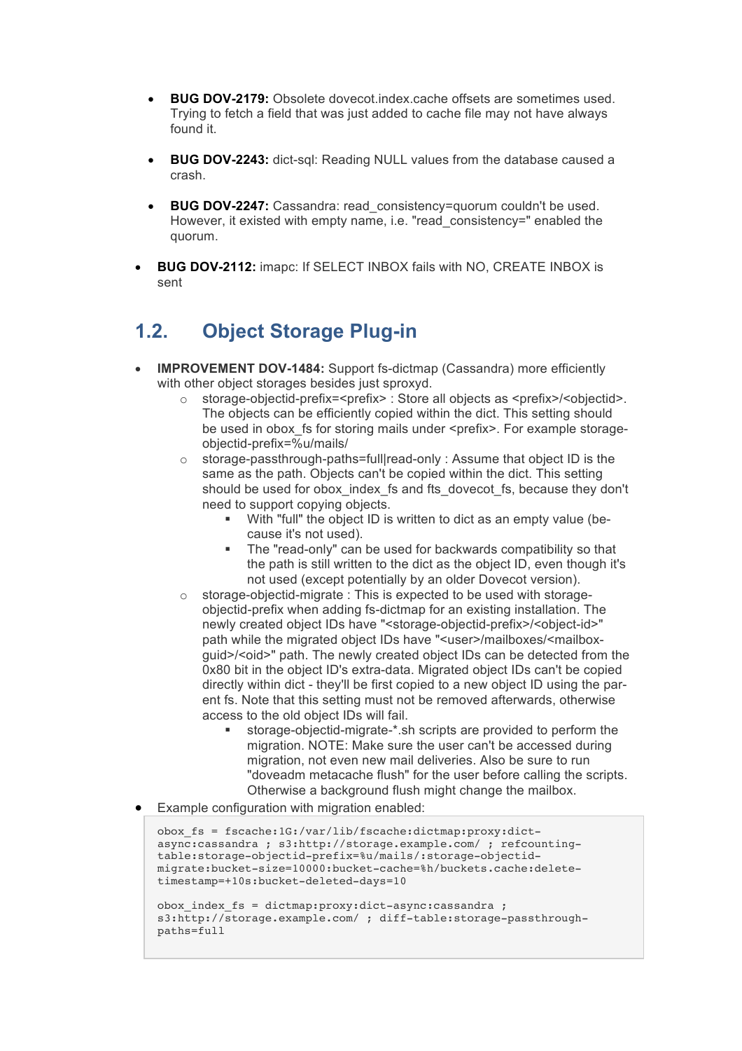- **BUG DOV-2179:** Obsolete dovecot.index.cache offsets are sometimes used. Trying to fetch a field that was just added to cache file may not have always found it.

  - **BUG DOV-2243:** dict-sql: Reading NULL values from the database caused a crash.

  - **BUG DOV-2247:** Cassandra: read_consistency=quorum couldn't be used. However, it existed with empty name, i.e. "read_consistency=" enabled the quorum.

- **BUG DOV-2112:** imapc: If SELECT INBOX fails with NO, CREATE INBOX is sent

## 1.2. Object Storage Plug-in

- **IMPROVEMENT DOV-1484:** Support fs-dictmap (Cassandra) more efficiently with other object storages besides just sproxyd.
  - storage-objectid-prefix=<prefix> : Store all objects as <prefix>/<objectid>. The objects can be efficiently copied within the dict. This setting should be used in obox_fs for storing mails under <prefix>. For example storage-objectid-prefix=%u/mails/
  - storage-passthrough-paths=full|read-only : Assume that object ID is the same as the path. Objects can't be copied within the dict. This setting should be used for obox_index_fs and fts_dovecot_fs, because they don't need to support copying objects.
    - With "full" the object ID is written to dict as an empty value (because it's not used).
    - The "read-only" can be used for backwards compatibility so that the path is still written to the dict as the object ID, even though it's not used (except potentially by an older Dovecot version).
  - storage-objectid-migrate : This is expected to be used with storage-objectid-prefix when adding fs-dictmap for an existing installation. The newly created object IDs have "<storage-objectid-prefix>/<object-id>" path while the migrated object IDs have "<user>/mailboxes/<mailbox-guid>/<oid>" path. The newly created object IDs can be detected from the 0x80 bit in the object ID's extra-data. Migrated object IDs can't be copied directly within dict - they'll be first copied to a new object ID using the parent fs. Note that this setting must not be removed afterwards, otherwise access to the old object IDs will fail.
    - storage-objectid-migrate-*.sh scripts are provided to perform the migration. NOTE: Make sure the user can't be accessed during migration, not even new mail deliveries. Also be sure to run "doveadm metacache flush" for the user before calling the scripts. Otherwise a background flush might change the mailbox.
- Example configuration with migration enabled:

```
obox_fs = fscache:1G:/var/lib/fscache:dictmap:proxy:dict-async:cassandra ; s3:http://storage.example.com/ ; refcounting-table:storage-objectid-prefix=%u/mails/:storage-objectid-migrate:bucket-size=10000:bucket-cache=%h/buckets.cache:delete-timestamp=+10s:bucket-deleted-days=10

obox_index_fs = dictmap:proxy:dict-async:cassandra ; s3:http://storage.example.com/ ; diff-table:storage-passthrough-paths=full
```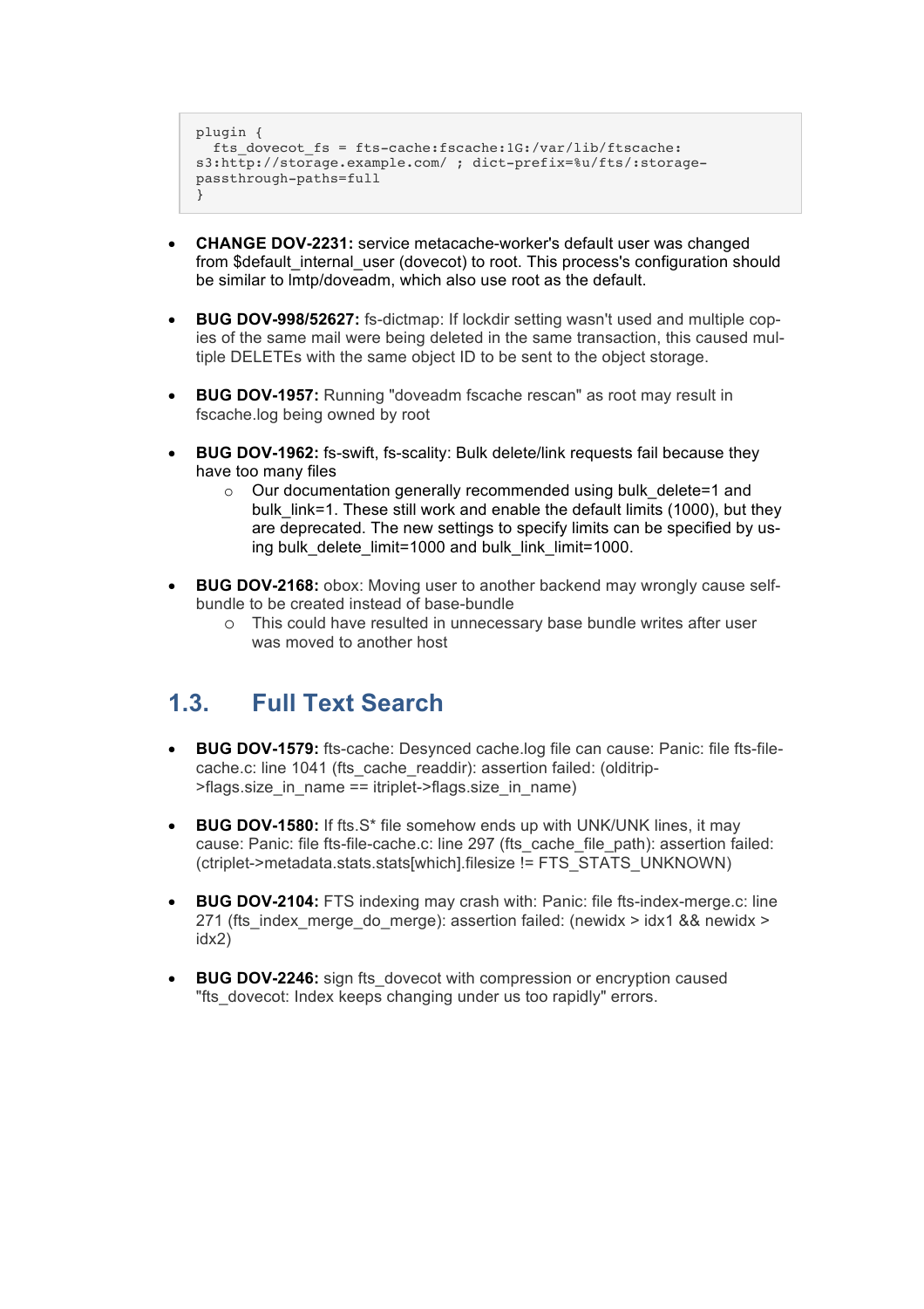```
plugin {
  fts_dovecot_fs = fts-cache:fscache:1G:/var/lib/ftscache:
s3:http://storage.example.com/ ; dict-prefix=%u/fts/:storage-
passthrough-paths=full
}
```

- **CHANGE DOV-2231:** service metacache-worker's default user was changed from $default_internal_user (dovecot) to root. This process's configuration should be similar to lmtp/doveadm, which also use root as the default.

- **BUG DOV-998/52627:** fs-dictmap: If lockdir setting wasn't used and multiple copies of the same mail were being deleted in the same transaction, this caused multiple DELETEs with the same object ID to be sent to the object storage.

- **BUG DOV-1957:** Running "doveadm fscache rescan" as root may result in fscache.log being owned by root

- **BUG DOV-1962:** fs-swift, fs-scality: Bulk delete/link requests fail because they have too many files
  - Our documentation generally recommended using bulk_delete=1 and bulk_link=1. These still work and enable the default limits (1000), but they are deprecated. The new settings to specify limits can be specified by using bulk_delete_limit=1000 and bulk_link_limit=1000.

- **BUG DOV-2168:** obox: Moving user to another backend may wrongly cause self-bundle to be created instead of base-bundle
  - This could have resulted in unnecessary base bundle writes after user was moved to another host

## 1.3. Full Text Search

- **BUG DOV-1579:** fts-cache: Desynced cache.log file can cause: Panic: file fts-file-cache.c: line 1041 (fts_cache_readdir): assertion failed: (olditrip->flags.size_in_name == itriplet->flags.size_in_name)

- **BUG DOV-1580:** If fts.S* file somehow ends up with UNK/UNK lines, it may cause: Panic: file fts-file-cache.c: line 297 (fts_cache_file_path): assertion failed: (ctriplet->metadata.stats.stats[which].filesize != FTS_STATS_UNKNOWN)

- **BUG DOV-2104:** FTS indexing may crash with: Panic: file fts-index-merge.c: line 271 (fts_index_merge_do_merge): assertion failed: (newidx > idx1 && newidx > idx2)

- **BUG DOV-2246:** sign fts_dovecot with compression or encryption caused "fts_dovecot: Index keeps changing under us too rapidly" errors.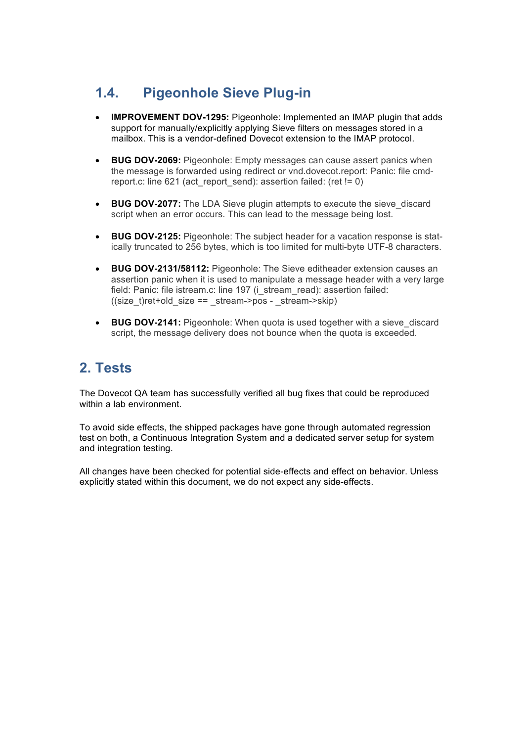## 1.4. Pigeonhole Sieve Plug-in

- **IMPROVEMENT DOV-1295:** Pigeonhole: Implemented an IMAP plugin that adds support for manually/explicitly applying Sieve filters on messages stored in a mailbox. This is a vendor-defined Dovecot extension to the IMAP protocol.

- **BUG DOV-2069:** Pigeonhole: Empty messages can cause assert panics when the message is forwarded using redirect or vnd.dovecot.report: Panic: file cmd-report.c: line 621 (act_report_send): assertion failed: (ret != 0)

- **BUG DOV-2077:** The LDA Sieve plugin attempts to execute the sieve_discard script when an error occurs. This can lead to the message being lost.

- **BUG DOV-2125:** Pigeonhole: The subject header for a vacation response is statically truncated to 256 bytes, which is too limited for multi-byte UTF-8 characters.

- **BUG DOV-2131/58112:** Pigeonhole: The Sieve editheader extension causes an assertion panic when it is used to manipulate a message header with a very large field: Panic: file istream.c: line 197 (i_stream_read): assertion failed: ((size_t)ret+old_size == _stream->pos - _stream->skip)

- **BUG DOV-2141:** Pigeonhole: When quota is used together with a sieve_discard script, the message delivery does not bounce when the quota is exceeded.

# 2. Tests

The Dovecot QA team has successfully verified all bug fixes that could be reproduced within a lab environment.

To avoid side effects, the shipped packages have gone through automated regression test on both, a Continuous Integration System and a dedicated server setup for system and integration testing.

All changes have been checked for potential side-effects and effect on behavior. Unless explicitly stated within this document, we do not expect any side-effects.